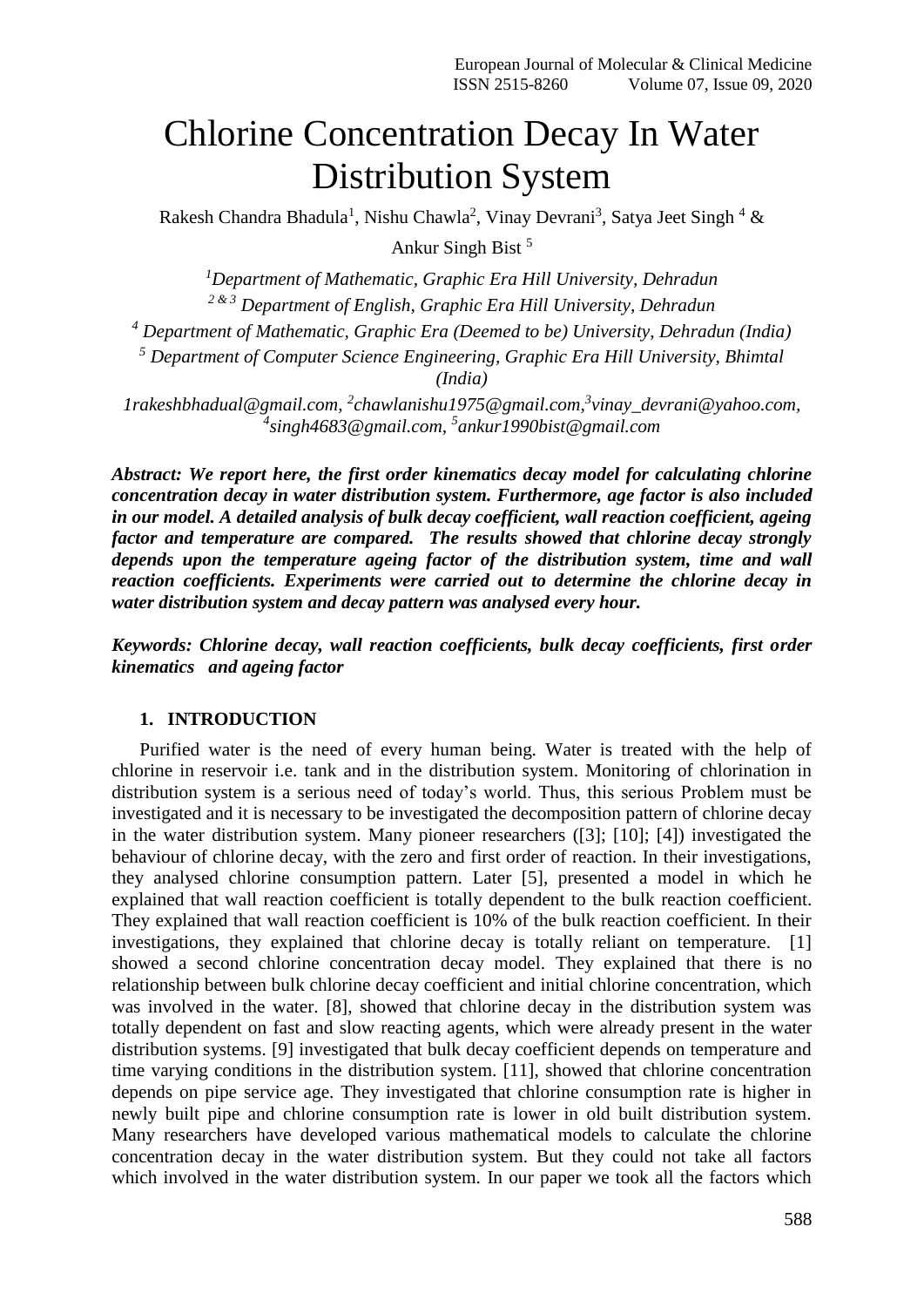# Chlorine Concentration Decay In Water Distribution System

Rakesh Chandra Bhadula[1], Nishu Chawla[2], Vinay Devrani[3], Satya Jeet Singh [4] & Ankur Singh Bist [5]

[1]*Department of Mathematic, Graphic Era Hill University, Dehradun*
[2 & 3] *Department of English, Graphic Era Hill University, Dehradun*
[4] *Department of Mathematic, Graphic Era (Deemed to be) University, Dehradun (India)*
[5] *Department of Computer Science Engineering, Graphic Era Hill University, Bhimtal (India)*

*1rakeshbhadual@gmail.com, [2]chawlanishu1975@gmail.com,[3]vinay_devrani@yahoo.com, [4]singh4683@gmail.com, [5]ankur1990bist@gmail.com*

***Abstract: We report here, the first order kinematics decay model for calculating chlorine concentration decay in water distribution system. Furthermore, age factor is also included in our model. A detailed analysis of bulk decay coefficient, wall reaction coefficient, ageing factor and temperature are compared. The results showed that chlorine decay strongly depends upon the temperature ageing factor of the distribution system, time and wall reaction coefficients. Experiments were carried out to determine the chlorine decay in water distribution system and decay pattern was analysed every hour.***

***Keywords: Chlorine decay, wall reaction coefficients, bulk decay coefficients, first order kinematics and ageing factor***

## 1. INTRODUCTION

Purified water is the need of every human being. Water is treated with the help of chlorine in reservoir i.e. tank and in the distribution system. Monitoring of chlorination in distribution system is a serious need of today's world. Thus, this serious Problem must be investigated and it is necessary to be investigated the decomposition pattern of chlorine decay in the water distribution system. Many pioneer researchers ([3]; [10]; [4]) investigated the behaviour of chlorine decay, with the zero and first order of reaction. In their investigations, they analysed chlorine consumption pattern. Later [5], presented a model in which he explained that wall reaction coefficient is totally dependent to the bulk reaction coefficient. They explained that wall reaction coefficient is 10% of the bulk reaction coefficient. In their investigations, they explained that chlorine decay is totally reliant on temperature. [1] showed a second chlorine concentration decay model. They explained that there is no relationship between bulk chlorine decay coefficient and initial chlorine concentration, which was involved in the water. [8], showed that chlorine decay in the distribution system was totally dependent on fast and slow reacting agents, which were already present in the water distribution systems. [9] investigated that bulk decay coefficient depends on temperature and time varying conditions in the distribution system. [11], showed that chlorine concentration depends on pipe service age. They investigated that chlorine consumption rate is higher in newly built pipe and chlorine consumption rate is lower in old built distribution system. Many researchers have developed various mathematical models to calculate the chlorine concentration decay in the water distribution system. But they could not take all factors which involved in the water distribution system. In our paper we took all the factors which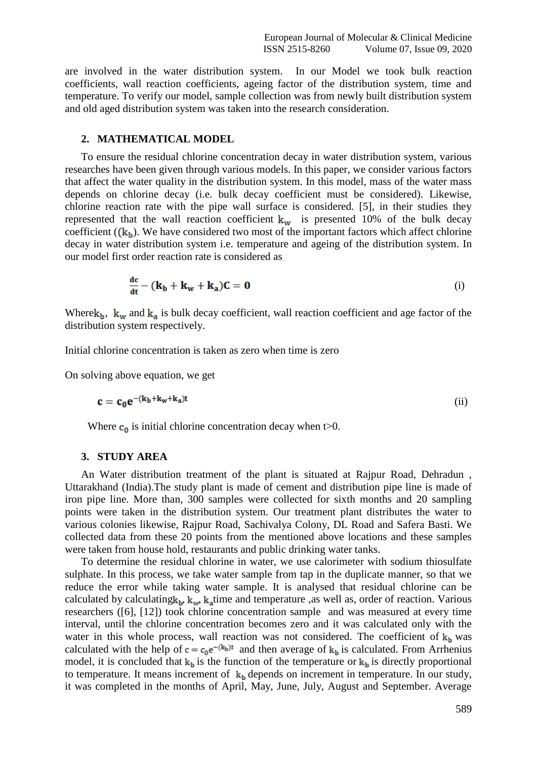are involved in the water distribution system. In our Model we took bulk reaction coefficients, wall reaction coefficients, ageing factor of the distribution system, time and temperature. To verify our model, sample collection was from newly built distribution system and old aged distribution system was taken into the research consideration.

## 2. MATHEMATICAL MODEL

To ensure the residual chlorine concentration decay in water distribution system, various researches have been given through various models. In this paper, we consider various factors that affect the water quality in the distribution system. In this model, mass of the water mass depends on chlorine decay (i.e. bulk decay coefficient must be considered). Likewise, chlorine reaction rate with the pipe wall surface is considered. [5], in their studies they represented that the wall reaction coefficient $\mathbf{k_w}$ is presented 10% of the bulk decay coefficient ($(\mathbf{k_b}$). We have considered two most of the important factors which affect chlorine decay in water distribution system i.e. temperature and ageing of the distribution system. In our model first order reaction rate is considered as

$$\frac{\mathbf{dc}}{\mathbf{dt}} - (\mathbf{k_b} + \mathbf{k_w} + \mathbf{k_a})\mathbf{C} = \mathbf{0} \tag{i}$$

Where$\mathbf{k_b}$, $\mathbf{k_w}$ and $\mathbf{k_a}$ is bulk decay coefficient, wall reaction coefficient and age factor of the distribution system respectively.

Initial chlorine concentration is taken as zero when time is zero

On solving above equation, we get

$$\mathbf{c} = \mathbf{c_0}\mathbf{e}^{-(\mathbf{k_b}+\mathbf{k_w}+\mathbf{k_a})\mathbf{t}} \tag{ii}$$

Where $\mathbf{c_0}$ is initial chlorine concentration decay when t>0.

## 3. STUDY AREA

An Water distribution treatment of the plant is situated at Rajpur Road, Dehradun , Uttarakhand (India).The study plant is made of cement and distribution pipe line is made of iron pipe line. More than, 300 samples were collected for sixth months and 20 sampling points were taken in the distribution system. Our treatment plant distributes the water to various colonies likewise, Rajpur Road, Sachivalya Colony, DL Road and Safera Basti. We collected data from these 20 points from the mentioned above locations and these samples were taken from house hold, restaurants and public drinking water tanks.

To determine the residual chlorine in water, we use calorimeter with sodium thiosulfate sulphate. In this process, we take water sample from tap in the duplicate manner, so that we reduce the error while taking water sample. It is analysed that residual chlorine can be calculated by calculating$\mathbf{k_b}$, $\mathbf{k_w}$, $\mathbf{k_a}$time and temperature ,as well as, order of reaction. Various researchers ([6], [12]) took chlorine concentration sample and was measured at every time interval, until the chlorine concentration becomes zero and it was calculated only with the water in this whole process, wall reaction was not considered. The coefficient of $\mathbf{k_b}$ was calculated with the help of $\mathbf{c} = \mathbf{c_0}\mathbf{e}^{-(\mathbf{k_b})\mathbf{t}}$ and then average of $\mathbf{k_b}$ is calculated. From Arrhenius model, it is concluded that $\mathbf{k_b}$ is the function of the temperature or $\mathbf{k_b}$ is directly proportional to temperature. It means increment of $\mathbf{k_b}$ depends on increment in temperature. In our study, it was completed in the months of April, May, June, July, August and September. Average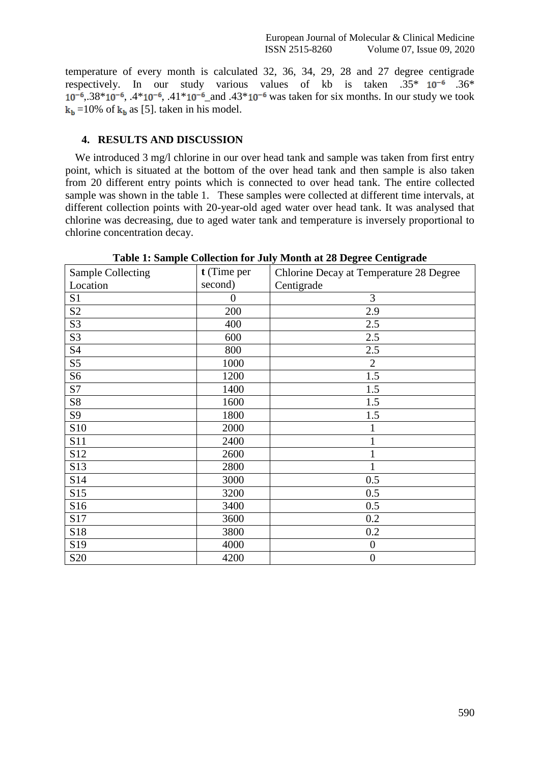temperature of every month is calculated 32, 36, 34, 29, 28 and 27 degree centigrade respectively. In our study various values of kb is taken .35* $10^{-6}$ .36* $10^{-6}$,.38*$10^{-6}$, .4*$10^{-6}$, .41*$10^{-6}$ and .43*$10^{-6}$ was taken for six months. In our study we took $k_b$ =10% of $k_b$ as [5]. taken in his model.

## 4. RESULTS AND DISCUSSION

We introduced 3 mg/l chlorine in our over head tank and sample was taken from first entry point, which is situated at the bottom of the over head tank and then sample is also taken from 20 different entry points which is connected to over head tank. The entire collected sample was shown in the table 1. These samples were collected at different time intervals, at different collection points with 20-year-old aged water over head tank. It was analysed that chlorine was decreasing, due to aged water tank and temperature is inversely proportional to chlorine concentration decay.

**Table 1: Sample Collection for July Month at 28 Degree Centigrade**

| Sample Collecting Location | **t** (Time per second) | Chlorine Decay at Temperature 28 Degree Centigrade |
|---|---|---|
| S1 | 0 | 3 |
| S2 | 200 | 2.9 |
| S3 | 400 | 2.5 |
| S3 | 600 | 2.5 |
| S4 | 800 | 2.5 |
| S5 | 1000 | 2 |
| S6 | 1200 | 1.5 |
| S7 | 1400 | 1.5 |
| S8 | 1600 | 1.5 |
| S9 | 1800 | 1.5 |
| S10 | 2000 | 1 |
| S11 | 2400 | 1 |
| S12 | 2600 | 1 |
| S13 | 2800 | 1 |
| S14 | 3000 | 0.5 |
| S15 | 3200 | 0.5 |
| S16 | 3400 | 0.5 |
| S17 | 3600 | 0.2 |
| S18 | 3800 | 0.2 |
| S19 | 4000 | 0 |
| S20 | 4200 | 0 |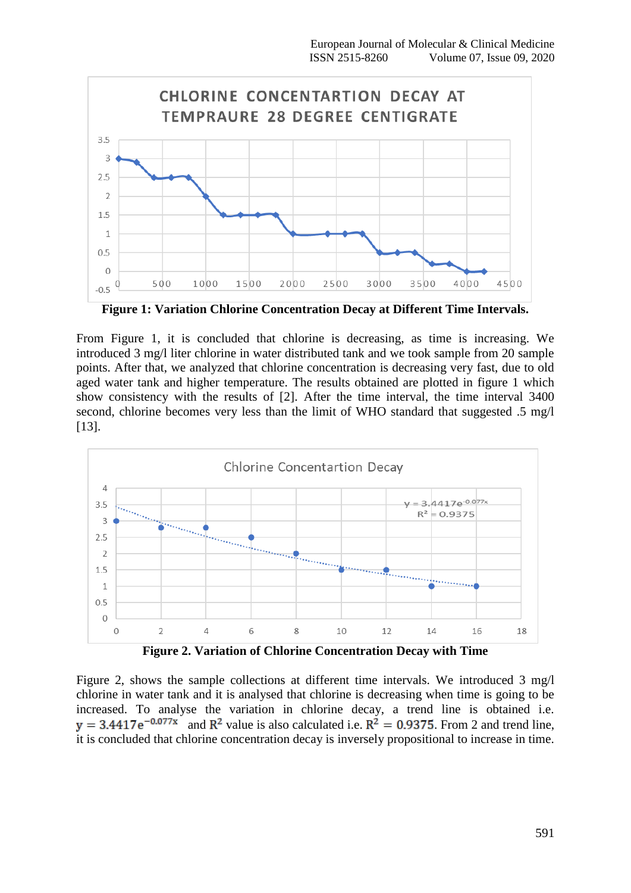**Figure 1: Variation Chlorine Concentration Decay at Different Time Intervals.**

From Figure 1, it is concluded that chlorine is decreasing, as time is increasing. We introduced 3 mg/l liter chlorine in water distributed tank and we took sample from 20 sample points. After that, we analyzed that chlorine concentration is decreasing very fast, due to old aged water tank and higher temperature. The results obtained are plotted in figure 1 which show consistency with the results of [2]. After the time interval, the time interval 3400 second, chlorine becomes very less than the limit of WHO standard that suggested .5 mg/l [13].

**Figure 2. Variation of Chlorine Concentration Decay with Time**

Figure 2, shows the sample collections at different time intervals. We introduced 3 mg/l chlorine in water tank and it is analysed that chlorine is decreasing when time is going to be increased. To analyse the variation in chlorine decay, a trend line is obtained i.e. $y = 3.4417e^{-0.077x}$ and $R^2$ value is also calculated i.e. $R^2 = 0.9375$. From 2 and trend line, it is concluded that chlorine concentration decay is inversely propositional to increase in time.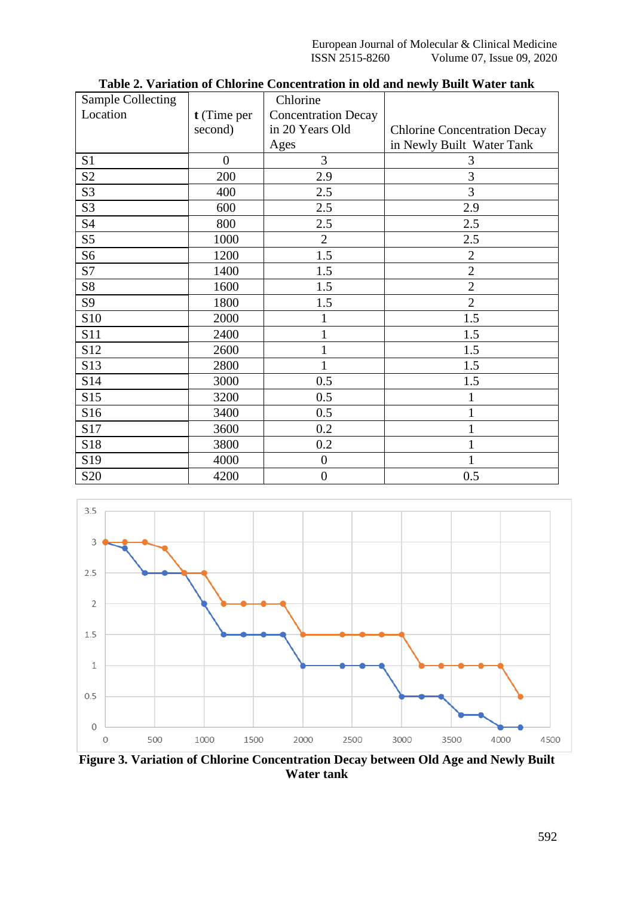**Table 2. Variation of Chlorine Concentration in old and newly Built Water tank**

| Sample Collecting Location | **t** (Time per second) | Chlorine Concentration Decay in 20 Years Old Ages | Chlorine Concentration Decay in Newly Built Water Tank |
|---|---|---|---|
| S1 | 0 | 3 | 3 |
| S2 | 200 | 2.9 | 3 |
| S3 | 400 | 2.5 | 3 |
| S3 | 600 | 2.5 | 2.9 |
| S4 | 800 | 2.5 | 2.5 |
| S5 | 1000 | 2 | 2.5 |
| S6 | 1200 | 1.5 | 2 |
| S7 | 1400 | 1.5 | 2 |
| S8 | 1600 | 1.5 | 2 |
| S9 | 1800 | 1.5 | 2 |
| S10 | 2000 | 1 | 1.5 |
| S11 | 2400 | 1 | 1.5 |
| S12 | 2600 | 1 | 1.5 |
| S13 | 2800 | 1 | 1.5 |
| S14 | 3000 | 0.5 | 1.5 |
| S15 | 3200 | 0.5 | 1 |
| S16 | 3400 | 0.5 | 1 |
| S17 | 3600 | 0.2 | 1 |
| S18 | 3800 | 0.2 | 1 |
| S19 | 4000 | 0 | 1 |
| S20 | 4200 | 0 | 0.5 |

**Figure 3. Variation of Chlorine Concentration Decay between Old Age and Newly Built Water tank**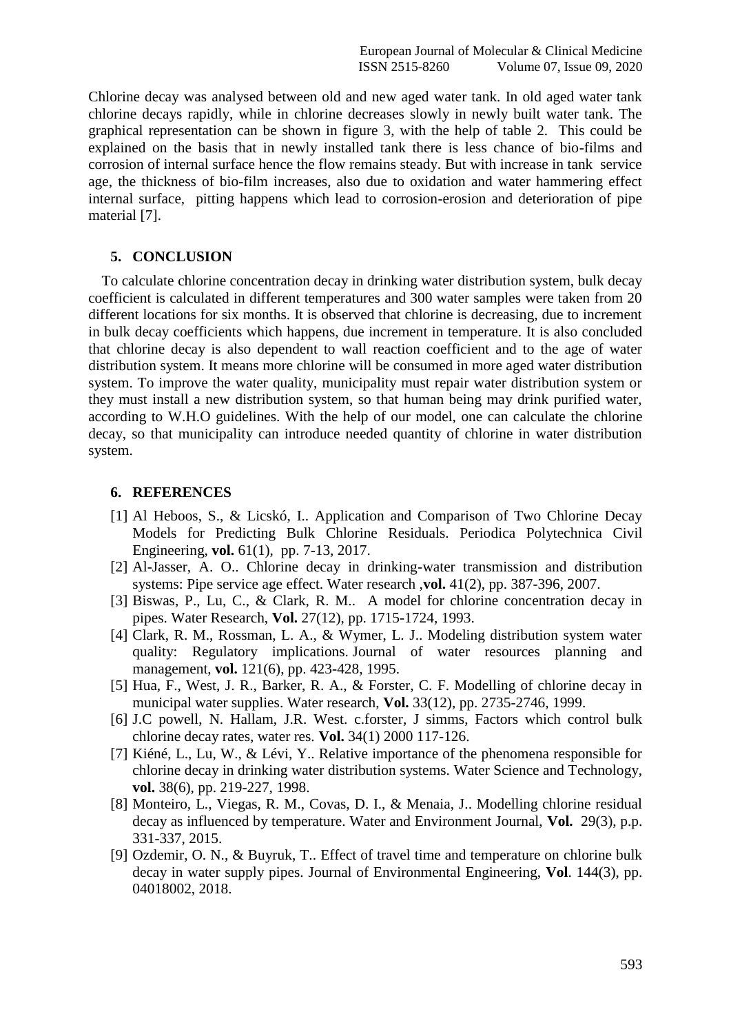Chlorine decay was analysed between old and new aged water tank. In old aged water tank chlorine decays rapidly, while in chlorine decreases slowly in newly built water tank. The graphical representation can be shown in figure 3, with the help of table 2. This could be explained on the basis that in newly installed tank there is less chance of bio-films and corrosion of internal surface hence the flow remains steady. But with increase in tank service age, the thickness of bio-film increases, also due to oxidation and water hammering effect internal surface, pitting happens which lead to corrosion-erosion and deterioration of pipe material [7].

## 5. CONCLUSION

To calculate chlorine concentration decay in drinking water distribution system, bulk decay coefficient is calculated in different temperatures and 300 water samples were taken from 20 different locations for six months. It is observed that chlorine is decreasing, due to increment in bulk decay coefficients which happens, due increment in temperature. It is also concluded that chlorine decay is also dependent to wall reaction coefficient and to the age of water distribution system. It means more chlorine will be consumed in more aged water distribution system. To improve the water quality, municipality must repair water distribution system or they must install a new distribution system, so that human being may drink purified water, according to W.H.O guidelines. With the help of our model, one can calculate the chlorine decay, so that municipality can introduce needed quantity of chlorine in water distribution system.

## 6. REFERENCES

[1] Al Heboos, S., & Licskó, I.. Application and Comparison of Two Chlorine Decay Models for Predicting Bulk Chlorine Residuals. Periodica Polytechnica Civil Engineering, **vol.** 61(1), pp. 7-13, 2017.

[2] Al-Jasser, A. O.. Chlorine decay in drinking-water transmission and distribution systems: Pipe service age effect. Water research ,**vol.** 41(2), pp. 387-396, 2007.

[3] Biswas, P., Lu, C., & Clark, R. M.. A model for chlorine concentration decay in pipes. Water Research, **Vol.** 27(12), pp. 1715-1724, 1993.

[4] Clark, R. M., Rossman, L. A., & Wymer, L. J.. Modeling distribution system water quality: Regulatory implications. Journal of water resources planning and management, **vol.** 121(6), pp. 423-428, 1995.

[5] Hua, F., West, J. R., Barker, R. A., & Forster, C. F. Modelling of chlorine decay in municipal water supplies. Water research, **Vol.** 33(12), pp. 2735-2746, 1999.

[6] J.C powell, N. Hallam, J.R. West. c.forster, J simms, Factors which control bulk chlorine decay rates, water res. **Vol.** 34(1) 2000 117-126.

[7] Kiéné, L., Lu, W., & Lévi, Y.. Relative importance of the phenomena responsible for chlorine decay in drinking water distribution systems. Water Science and Technology, **vol.** 38(6), pp. 219-227, 1998.

[8] Monteiro, L., Viegas, R. M., Covas, D. I., & Menaia, J.. Modelling chlorine residual decay as influenced by temperature. Water and Environment Journal, **Vol.** 29(3), p.p. 331-337, 2015.

[9] Ozdemir, O. N., & Buyruk, T.. Effect of travel time and temperature on chlorine bulk decay in water supply pipes. Journal of Environmental Engineering, **Vol**. 144(3), pp. 04018002, 2018.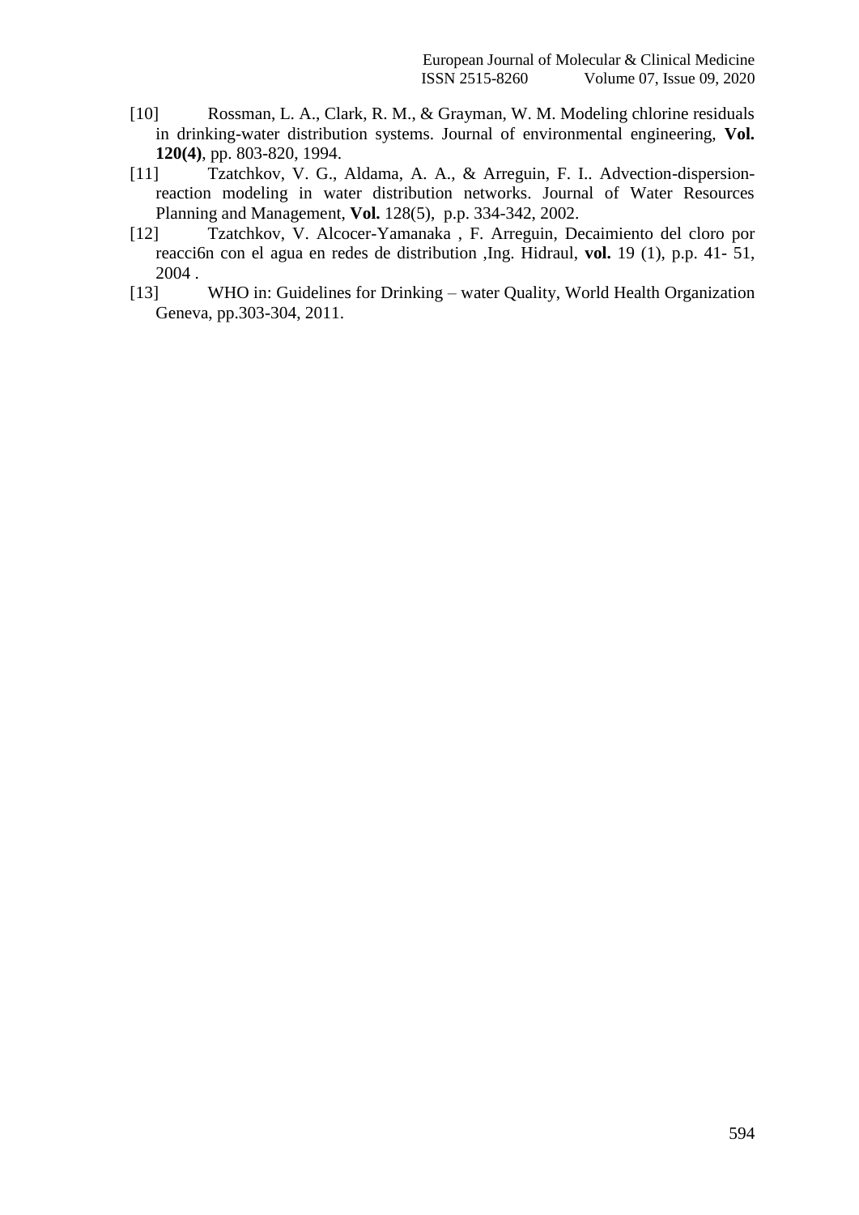[10] Rossman, L. A., Clark, R. M., & Grayman, W. M. Modeling chlorine residuals in drinking-water distribution systems. Journal of environmental engineering, **Vol. 120(4)**, pp. 803-820, 1994.

[11] Tzatchkov, V. G., Aldama, A. A., & Arreguin, F. I.. Advection-dispersion-reaction modeling in water distribution networks. Journal of Water Resources Planning and Management, **Vol.** 128(5), p.p. 334-342, 2002.

[12] Tzatchkov, V. Alcocer-Yamanaka , F. Arreguin, Decaimiento del cloro por reacci6n con el agua en redes de distribution ,Ing. Hidraul, **vol.** 19 (1), p.p. 41- 51, 2004 .

[13] WHO in: Guidelines for Drinking – water Quality, World Health Organization Geneva, pp.303-304, 2011.